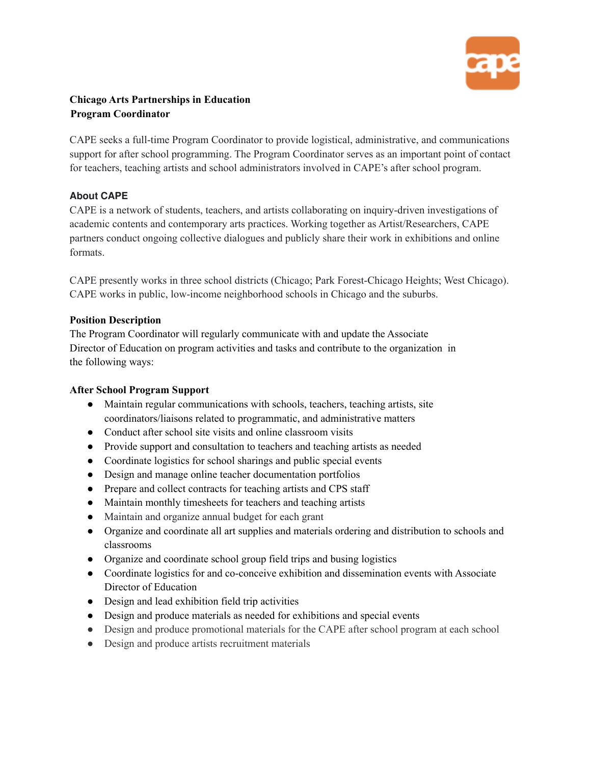**Chicago Arts Partnerships in Education**
**Program Coordinator**

CAPE seeks a full-time Program Coordinator to provide logistical, administrative, and communications support for after school programming. The Program Coordinator serves as an important point of contact for teachers, teaching artists and school administrators involved in CAPE's after school program.

### About CAPE

CAPE is a network of students, teachers, and artists collaborating on inquiry-driven investigations of academic contents and contemporary arts practices. Working together as Artist/Researchers, CAPE partners conduct ongoing collective dialogues and publicly share their work in exhibitions and online formats.

CAPE presently works in three school districts (Chicago; Park Forest-Chicago Heights; West Chicago). CAPE works in public, low-income neighborhood schools in Chicago and the suburbs.

### Position Description

The Program Coordinator will regularly communicate with and update the Associate Director of Education on program activities and tasks and contribute to the organization in the following ways:

### After School Program Support

- Maintain regular communications with schools, teachers, teaching artists, site coordinators/liaisons related to programmatic, and administrative matters
- Conduct after school site visits and online classroom visits
- Provide support and consultation to teachers and teaching artists as needed
- Coordinate logistics for school sharings and public special events
- Design and manage online teacher documentation portfolios
- Prepare and collect contracts for teaching artists and CPS staff
- Maintain monthly timesheets for teachers and teaching artists
- Maintain and organize annual budget for each grant
- Organize and coordinate all art supplies and materials ordering and distribution to schools and classrooms
- Organize and coordinate school group field trips and busing logistics
- Coordinate logistics for and co-conceive exhibition and dissemination events with Associate Director of Education
- Design and lead exhibition field trip activities
- Design and produce materials as needed for exhibitions and special events
- Design and produce promotional materials for the CAPE after school program at each school
- Design and produce artists recruitment materials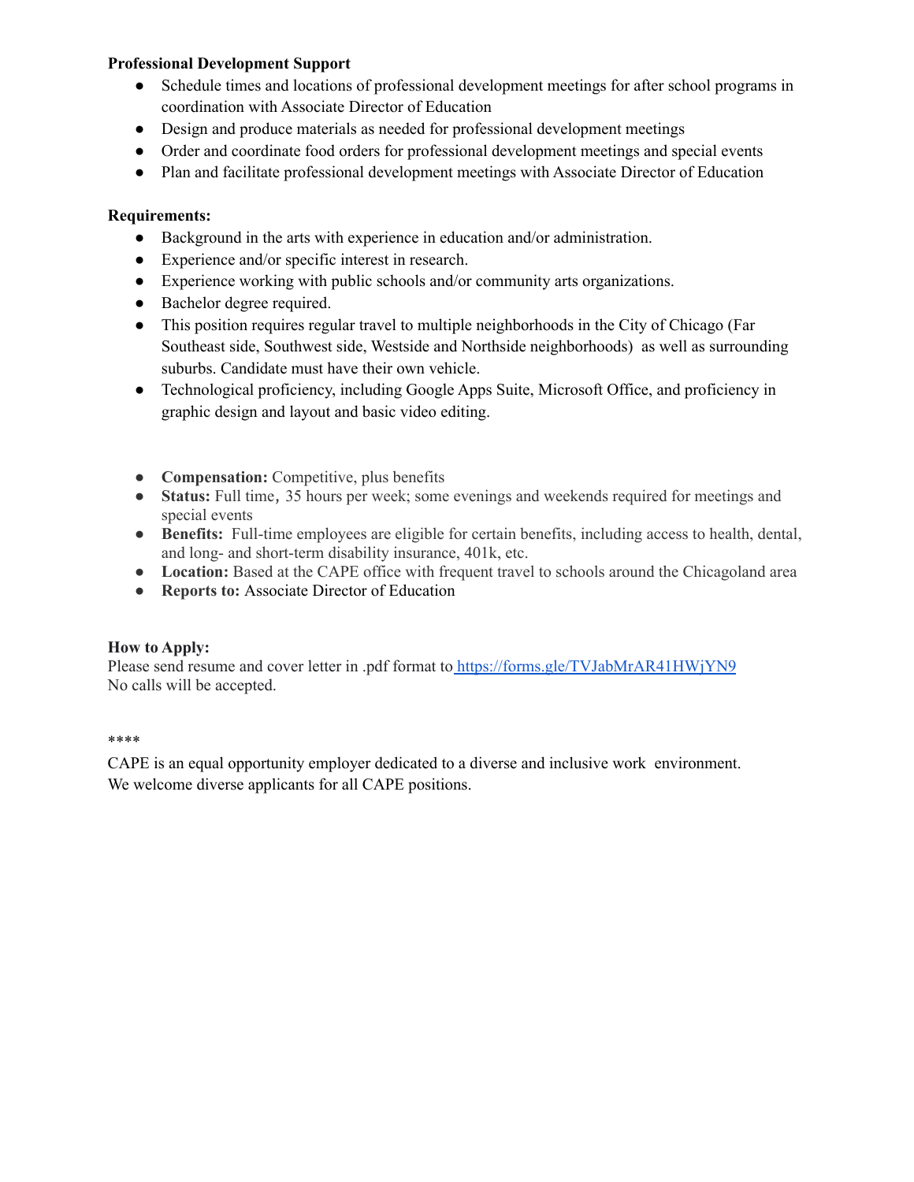**Professional Development Support**

- Schedule times and locations of professional development meetings for after school programs in coordination with Associate Director of Education
- Design and produce materials as needed for professional development meetings
- Order and coordinate food orders for professional development meetings and special events
- Plan and facilitate professional development meetings with Associate Director of Education

**Requirements:**

- Background in the arts with experience in education and/or administration.
- Experience and/or specific interest in research.
- Experience working with public schools and/or community arts organizations.
- Bachelor degree required.
- This position requires regular travel to multiple neighborhoods in the City of Chicago (Far Southeast side, Southwest side, Westside and Northside neighborhoods) as well as surrounding suburbs. Candidate must have their own vehicle.
- Technological proficiency, including Google Apps Suite, Microsoft Office, and proficiency in graphic design and layout and basic video editing.

- **Compensation:** Competitive, plus benefits
- **Status:** Full time, 35 hours per week; some evenings and weekends required for meetings and special events
- **Benefits:** Full-time employees are eligible for certain benefits, including access to health, dental, and long- and short-term disability insurance, 401k, etc.
- **Location:** Based at the CAPE office with frequent travel to schools around the Chicagoland area
- **Reports to:** Associate Director of Education

**How to Apply:**
Please send resume and cover letter in .pdf format to https://forms.gle/TVJabMrAR41HWjYN9
No calls will be accepted.

****
CAPE is an equal opportunity employer dedicated to a diverse and inclusive work environment.
We welcome diverse applicants for all CAPE positions.